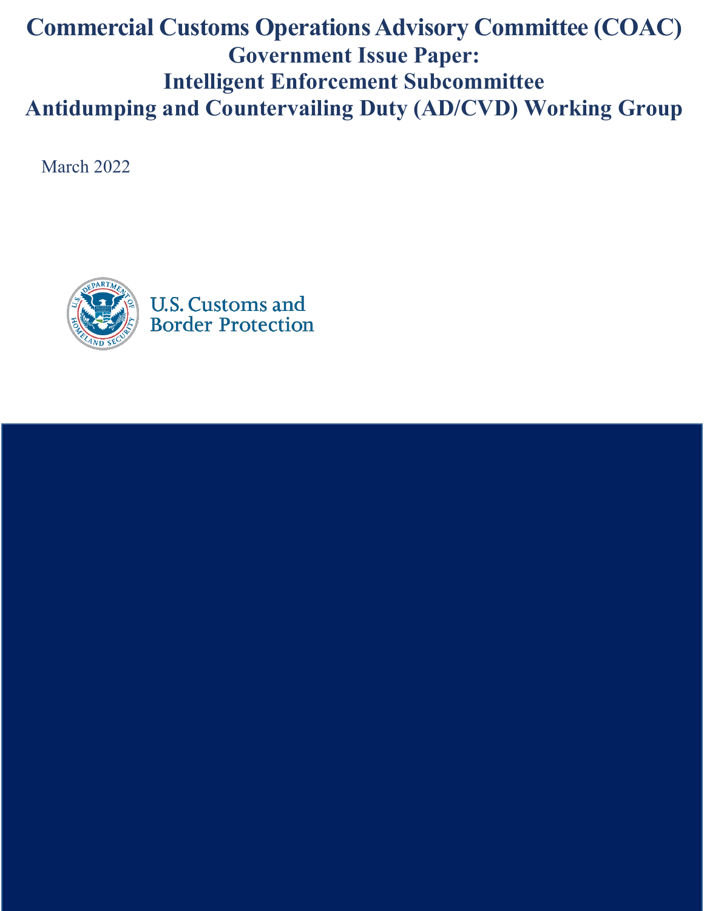# Commercial Customs Operations Advisory Committee (COAC)
# Government Issue Paper:
# Intelligent Enforcement Subcommittee
# Antidumping and Countervailing Duty (AD/CVD) Working Group

March 2022

U.S. Customs and Border Protection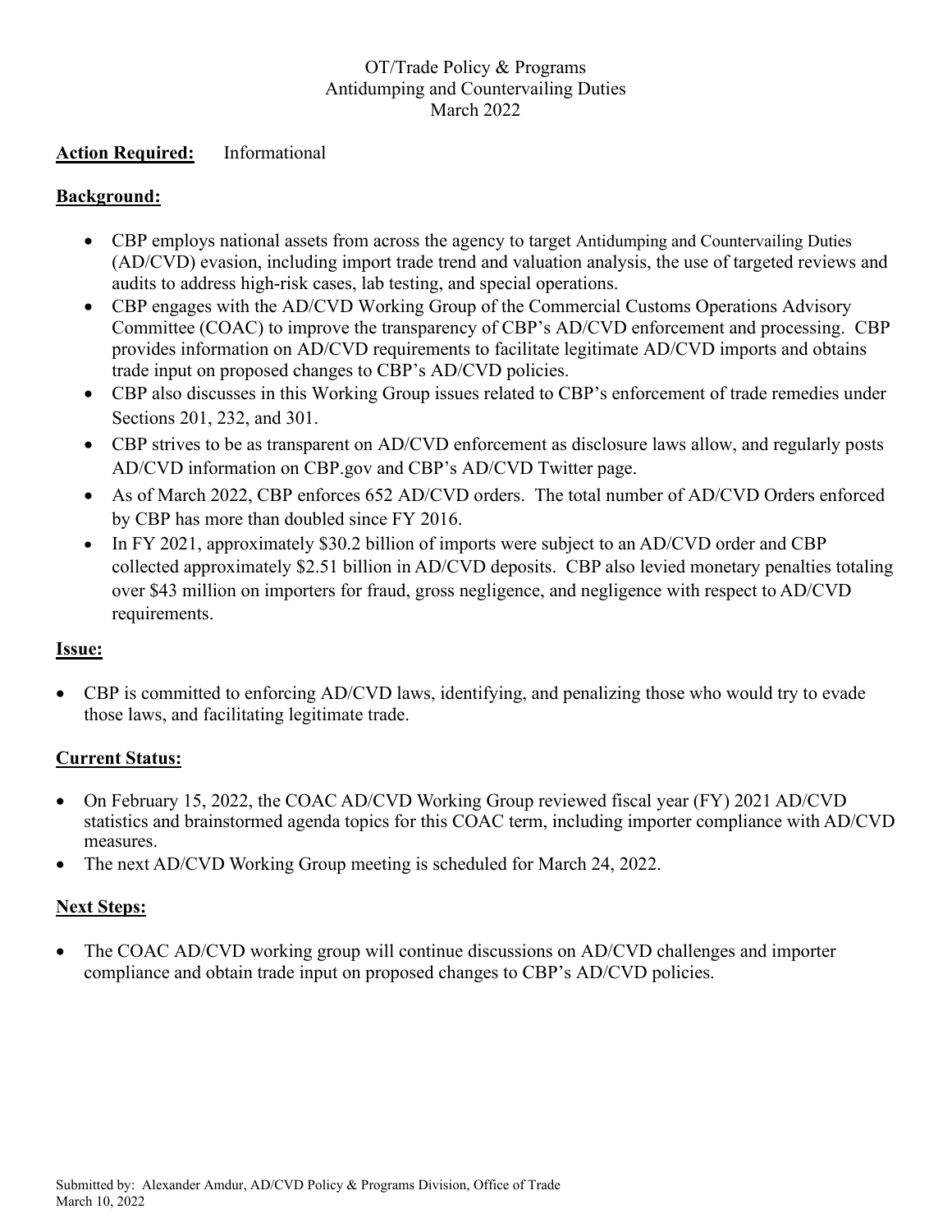OT/Trade Policy & Programs
Antidumping and Countervailing Duties
March 2022

**Action Required:** Informational

**Background:**

- CBP employs national assets from across the agency to target Antidumping and Countervailing Duties (AD/CVD) evasion, including import trade trend and valuation analysis, the use of targeted reviews and audits to address high-risk cases, lab testing, and special operations.
- CBP engages with the AD/CVD Working Group of the Commercial Customs Operations Advisory Committee (COAC) to improve the transparency of CBP's AD/CVD enforcement and processing. CBP provides information on AD/CVD requirements to facilitate legitimate AD/CVD imports and obtains trade input on proposed changes to CBP's AD/CVD policies.
- CBP also discusses in this Working Group issues related to CBP's enforcement of trade remedies under Sections 201, 232, and 301.
- CBP strives to be as transparent on AD/CVD enforcement as disclosure laws allow, and regularly posts AD/CVD information on CBP.gov and CBP's AD/CVD Twitter page.
- As of March 2022, CBP enforces 652 AD/CVD orders. The total number of AD/CVD Orders enforced by CBP has more than doubled since FY 2016.
- In FY 2021, approximately $30.2 billion of imports were subject to an AD/CVD order and CBP collected approximately $2.51 billion in AD/CVD deposits. CBP also levied monetary penalties totaling over $43 million on importers for fraud, gross negligence, and negligence with respect to AD/CVD requirements.

**Issue:**

- CBP is committed to enforcing AD/CVD laws, identifying, and penalizing those who would try to evade those laws, and facilitating legitimate trade.

**Current Status:**

- On February 15, 2022, the COAC AD/CVD Working Group reviewed fiscal year (FY) 2021 AD/CVD statistics and brainstormed agenda topics for this COAC term, including importer compliance with AD/CVD measures.
- The next AD/CVD Working Group meeting is scheduled for March 24, 2022.

**Next Steps:**

- The COAC AD/CVD working group will continue discussions on AD/CVD challenges and importer compliance and obtain trade input on proposed changes to CBP's AD/CVD policies.

Submitted by: Alexander Amdur, AD/CVD Policy & Programs Division, Office of Trade
March 10, 2022